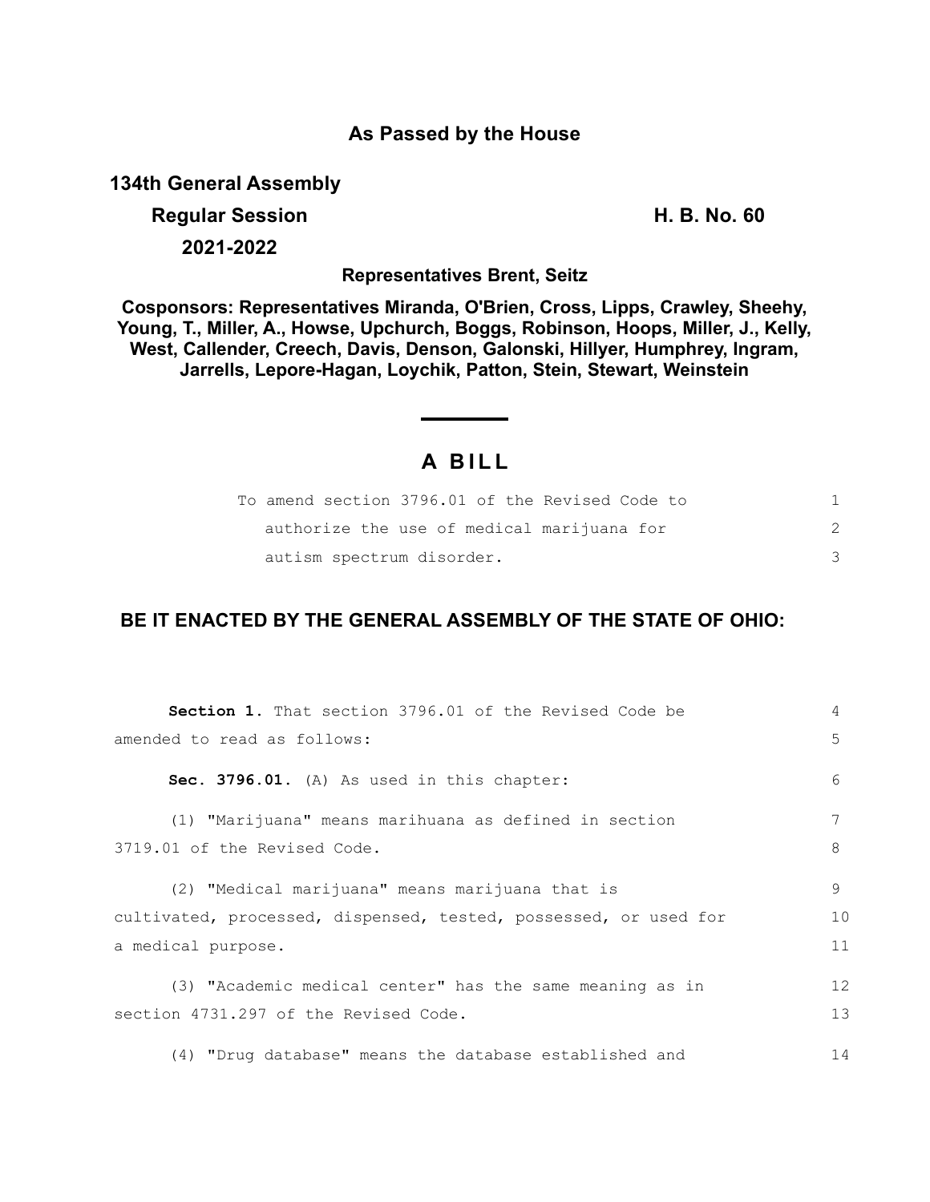**As Passed by the House**

**134th General Assembly**

**Regular Session** **H. B. No. 60**

**2021-2022**

**Representatives Brent, Seitz**

**Cosponsors: Representatives Miranda, O'Brien, Cross, Lipps, Crawley, Sheehy, Young, T., Miller, A., Howse, Upchurch, Boggs, Robinson, Hoops, Miller, J., Kelly, West, Callender, Creech, Davis, Denson, Galonski, Hillyer, Humphrey, Ingram, Jarrells, Lepore-Hagan, Loychik, Patton, Stein, Stewart, Weinstein**

# A BILL

To amend section 3796.01 of the Revised Code to authorize the use of medical marijuana for autism spectrum disorder.

## BE IT ENACTED BY THE GENERAL ASSEMBLY OF THE STATE OF OHIO:

**Section 1.** That section 3796.01 of the Revised Code be amended to read as follows:

**Sec. 3796.01.** (A) As used in this chapter:

(1) "Marijuana" means marihuana as defined in section 3719.01 of the Revised Code.

(2) "Medical marijuana" means marijuana that is cultivated, processed, dispensed, tested, possessed, or used for a medical purpose.

(3) "Academic medical center" has the same meaning as in section 4731.297 of the Revised Code.

(4) "Drug database" means the database established and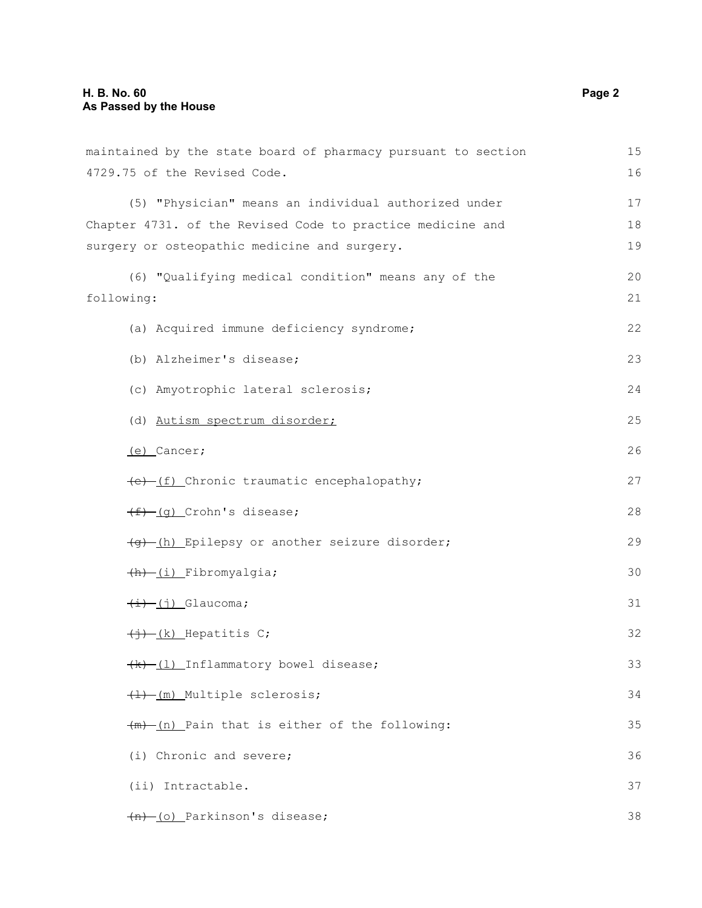maintained by the state board of pharmacy pursuant to section 4729.75 of the Revised Code.

(5) "Physician" means an individual authorized under Chapter 4731. of the Revised Code to practice medicine and surgery or osteopathic medicine and surgery.

(6) "Qualifying medical condition" means any of the following:

(a) Acquired immune deficiency syndrome;

(b) Alzheimer's disease;

(c) Amyotrophic lateral sclerosis;

(d) <u>Autism spectrum disorder;</u>

<u>(e)</u> Cancer;

~~(e)~~ <u>(f)</u> Chronic traumatic encephalopathy;

~~(f)~~ <u>(g)</u> Crohn's disease;

~~(g)~~ <u>(h)</u> Epilepsy or another seizure disorder;

~~(h)~~ <u>(i)</u> Fibromyalgia;

~~(i)~~ <u>(j)</u> Glaucoma;

~~(j)~~ <u>(k)</u> Hepatitis C;

~~(k)~~ <u>(l)</u> Inflammatory bowel disease;

~~(l)~~ <u>(m)</u> Multiple sclerosis;

~~(m)~~ <u>(n)</u> Pain that is either of the following:

(i) Chronic and severe;

(ii) Intractable.

~~(n)~~ <u>(o)</u> Parkinson's disease;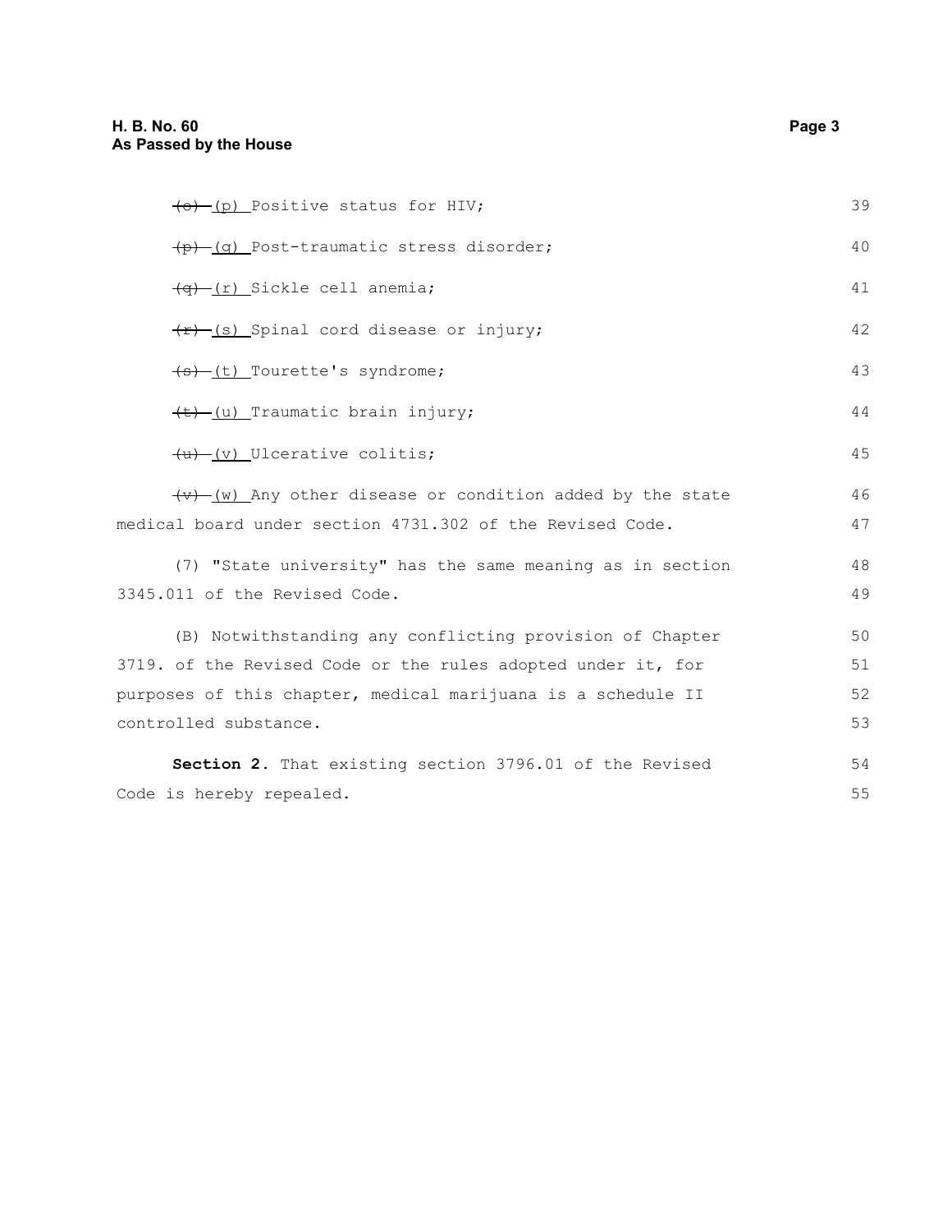~~(o)~~ (p) Positive status for HIV;

~~(p)~~ (q) Post-traumatic stress disorder;

~~(q)~~ (r) Sickle cell anemia;

~~(r)~~ (s) Spinal cord disease or injury;

~~(s)~~ (t) Tourette's syndrome;

~~(t)~~ (u) Traumatic brain injury;

~~(u)~~ (v) Ulcerative colitis;

~~(v)~~ (w) Any other disease or condition added by the state medical board under section 4731.302 of the Revised Code.

(7) "State university" has the same meaning as in section 3345.011 of the Revised Code.

(B) Notwithstanding any conflicting provision of Chapter 3719. of the Revised Code or the rules adopted under it, for purposes of this chapter, medical marijuana is a schedule II controlled substance.

**Section 2.** That existing section 3796.01 of the Revised Code is hereby repealed.